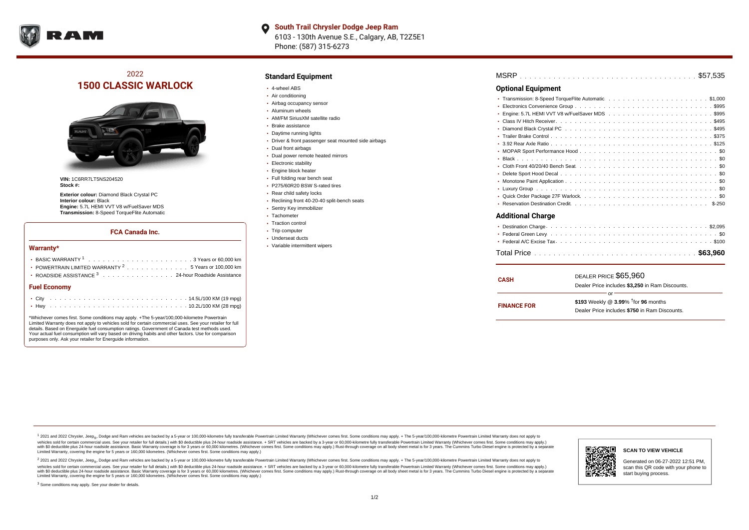**South Trail Chrysler Dodge Jeep Ram**
6103 - 130th Avenue S.E., Calgary, AB, T2Z5E1
Phone: (587) 315-6273

## 2022
# 1500 CLASSIC WARLOCK

**VIN:** 1C6RR7LT5NS204520
**Stock #:**

**Exterior colour:** Diamond Black Crystal PC
**Interior colour:** Black
**Engine:** 5.7L HEMI VVT V8 w/FuelSaver MDS
**Transmission:** 8-Speed TorqueFlite Automatic

### FCA Canada Inc.

#### Warranty*

- BASIC WARRANTY [1] . . . . . 3 Years or 60,000 km
- POWERTRAIN LIMITED WARRANTY [2] . . . . . 5 Years or 100,000 km
- ROADSIDE ASSISTANCE [3] . . . . . 24-hour Roadside Assistance

#### Fuel Economy

- City . . . . . 14.5L/100 KM (19 mpg)
- Hwy . . . . . 10.2L/100 KM (28 mpg)

*Whichever comes first. Some conditions may apply. +The 5-year/100,000-kilometre Powertrain Limited Warranty does not apply to vehicles sold for certain commercial uses. See your retailer for full details. Based on Energuide fuel consumption ratings. Government of Canada test methods used. Your actual fuel consumption will vary based on driving habits and other factors. Use for comparison purposes only. Ask your retailer for Energuide information.

## Standard Equipment

- 4-wheel ABS
- Air conditioning
- Airbag occupancy sensor
- Aluminum wheels
- AM/FM SiriusXM satellite radio
- Brake assistance
- Daytime running lights
- Driver & front passenger seat mounted side airbags
- Dual front airbags
- Dual power remote heated mirrors
- Electronic stability
- Engine block heater
- Full folding rear bench seat
- P275/60R20 BSW S-rated tires
- Rear child safety locks
- Reclining front 40-20-40 split-bench seats
- Sentry Key immobilizer
- Tachometer
- Traction control
- Trip computer
- Underseat ducts
- Variable intermittent wipers

MSRP . . . . . $57,535

## Optional Equipment

- Transmission: 8-Speed TorqueFlite Automatic . . . . . $1,000
- Electronics Convenience Group . . . . . $995
- Engine: 5.7L HEMI VVT V8 w/FuelSaver MDS . . . . . $995
- Class IV Hitch Receiver . . . . . $495
- Diamond Black Crystal PC . . . . . $495
- Trailer Brake Control . . . . . $375
- 3.92 Rear Axle Ratio . . . . . $125
- MOPAR Sport Performance Hood . . . . . $0
- Black . . . . . $0
- Cloth Front 40/20/40 Bench Seat . . . . . $0
- Delete Sport Hood Decal . . . . . $0
- Monotone Paint Application . . . . . $0
- Luxury Group . . . . . $0
- Quick Order Package 27F Warlock . . . . . $0
- Reservation Destination Credit . . . . . $-250

## Additional Charge

- Destination Charge . . . . . $2,095
- Federal Green Levy . . . . . $0
- Federal A/C Excise Tax . . . . . $100

Total Price . . . . . **$63,960**

**CASH**
DEALER PRICE $65,960
Dealer Price includes **$3,250** in Ram Discounts.

or

**FINANCE FOR**
**$193** Weekly @ **3.99**% †for **96** months
Dealer Price includes **$750** in Ram Discounts.

[1] 2021 and 2022 Chrysler, Jeep®, Dodge and Ram vehicles are backed by a 5-year or 100,000-kilometre fully transferable Powertrain Limited Warranty (Whichever comes first. Some conditions may apply. + The 5-year/100,000-kilometre Powertrain Limited Warranty does not apply to vehicles sold for certain commercial uses. See your retailer for full details.) with $0 deductible plus 24-hour roadside assistance. + SRT vehicles are backed by a 3-year or 60,000-kilometre fully transferable Powertrain Limited Warranty (Whichever comes first. Some conditions may apply.) with $0 deductible plus 24-hour roadside assistance. Basic Warranty coverage is for 3 years or 60,000 kilometres. (Whichever comes first. Some conditions may apply.) Rust-through coverage on all body sheet metal is for 3 years. The Cummins Turbo Diesel engine is protected by a separate Limited Warranty, covering the engine for 5 years or 160,000 kilometres. (Whichever comes first. Some conditions may apply.)

[2] 2021 and 2022 Chrysler, Jeep®, Dodge and Ram vehicles are backed by a 5-year or 100,000-kilometre fully transferable Powertrain Limited Warranty (Whichever comes first. Some conditions may apply. + The 5-year/100,000-kilometre Powertrain Limited Warranty does not apply to vehicles sold for certain commercial uses. See your retailer for full details.) with $0 deductible plus 24-hour roadside assistance. + SRT vehicles are backed by a 3-year or 60,000-kilometre fully transferable Powertrain Limited Warranty (Whichever comes first. Some conditions may apply.) with $0 deductible plus 24-hour roadside assistance. Basic Warranty coverage is for 3 years or 60,000 kilometres. (Whichever comes first. Some conditions may apply.) Rust-through coverage on all body sheet metal is for 3 years. The Cummins Turbo Diesel engine is protected by a separate Limited Warranty, covering the engine for 5 years or 160,000 kilometres. (Whichever comes first. Some conditions may apply.)

[3] Some conditions may apply. See your dealer for details.

**SCAN TO VIEW VEHICLE**

Generated on 06-27-2022 12:51 PM, scan this QR code with your phone to start buying process.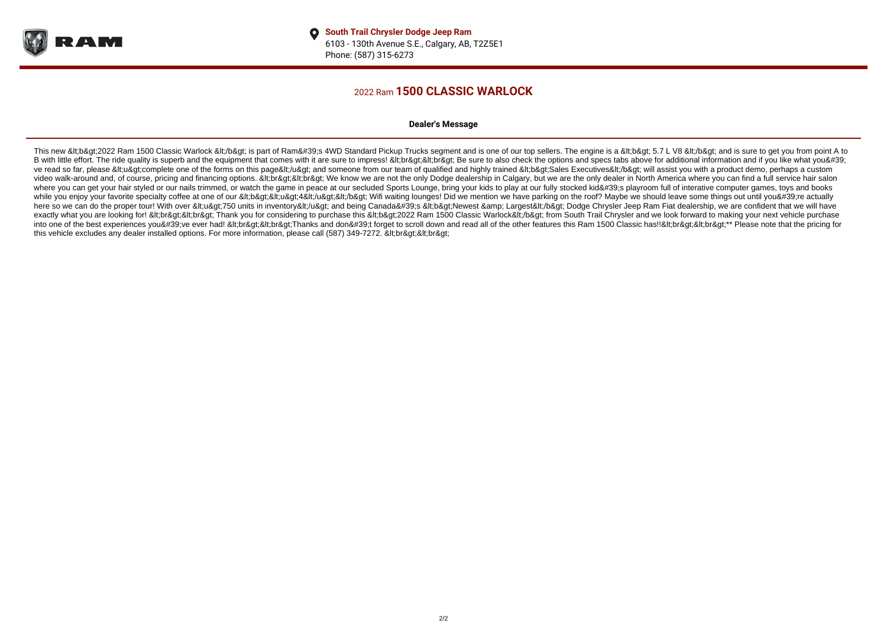**South Trail Chrysler Dodge Jeep Ram**
6103 - 130th Avenue S.E., Calgary, AB, T2Z5E1
Phone: (587) 315-6273

# 2022 Ram **1500 CLASSIC WARLOCK**

### Dealer's Message

This new &lt;b&gt;2022 Ram 1500 Classic Warlock &lt;/b&gt; is part of Ram&#39;s 4WD Standard Pickup Trucks segment and is one of our top sellers. The engine is a &lt;b&gt; 5.7 L V8 &lt;/b&gt; and is sure to get you from point A to B with little effort. The ride quality is superb and the equipment that comes with it are sure to impress! &lt;br&gt;&lt;br&gt; Be sure to also check the options and specs tabs above for additional information and if you like what you&#39;ve read so far, please &lt;u&gt;complete one of the forms on this page&lt;/u&gt; and someone from our team of qualified and highly trained &lt;b&gt;Sales Executives&lt;/b&gt; will assist you with a product demo, perhaps a custom video walk-around and, of course, pricing and financing options. &lt;br&gt;&lt;br&gt; We know we are not the only Dodge dealership in Calgary, but we are the only dealer in North America where you can find a full service hair salon where you can get your hair styled or our nails trimmed, or watch the game in peace at our secluded Sports Lounge, bring your kids to play at our fully stocked kid&#39;s playroom full of interative computer games, toys and books while you enjoy your favorite specialty coffee at one of our &lt;b&gt;&lt;u&gt;4&lt;/u&gt;&lt;/b&gt; Wifi waiting lounges! Did we mention we have parking on the roof? Maybe we should leave some things out until you&#39;re actually here so we can do the proper tour! With over &lt;u&gt;750 units in inventory&lt;/u&gt; and being Canada&#39;s &lt;b&gt;Newest &amp; Largest&lt;/b&gt; Dodge Chrysler Jeep Ram Fiat dealership, we are confident that we will have exactly what you are looking for! &lt;br&gt;&lt;br&gt; Thank you for considering to purchase this &lt;b&gt;2022 Ram 1500 Classic Warlock&lt;/b&gt; from South Trail Chrysler and we look forward to making your next vehicle purchase into one of the best experiences you&#39;ve ever had! &lt;br&gt;&lt;br&gt;Thanks and don&#39;t forget to scroll down and read all of the other features this Ram 1500 Classic has!!&lt;br&gt;&lt;br&gt;** Please note that the pricing for this vehicle excludes any dealer installed options. For more information, please call (587) 349-7272. &lt;br&gt;&lt;br&gt;